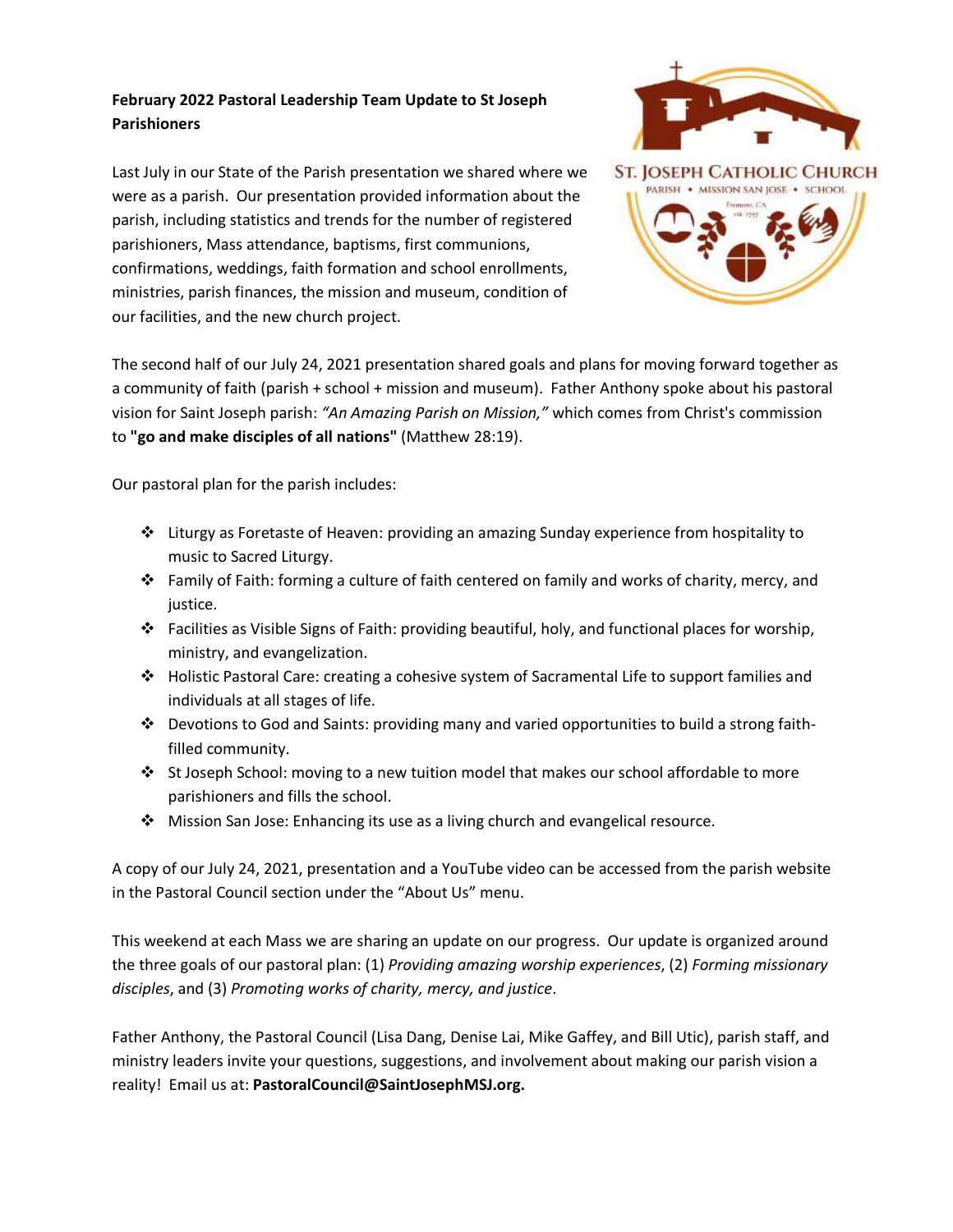**February 2022 Pastoral Leadership Team Update to St Joseph Parishioners**

Last July in our State of the Parish presentation we shared where we were as a parish. Our presentation provided information about the parish, including statistics and trends for the number of registered parishioners, Mass attendance, baptisms, first communions, confirmations, weddings, faith formation and school enrollments, ministries, parish finances, the mission and museum, condition of our facilities, and the new church project.

The second half of our July 24, 2021 presentation shared goals and plans for moving forward together as a community of faith (parish + school + mission and museum). Father Anthony spoke about his pastoral vision for Saint Joseph parish: *"An Amazing Parish on Mission,"* which comes from Christ's commission to **"go and make disciples of all nations"** (Matthew 28:19).

Our pastoral plan for the parish includes:

- Liturgy as Foretaste of Heaven: providing an amazing Sunday experience from hospitality to music to Sacred Liturgy.
- Family of Faith: forming a culture of faith centered on family and works of charity, mercy, and justice.
- Facilities as Visible Signs of Faith: providing beautiful, holy, and functional places for worship, ministry, and evangelization.
- Holistic Pastoral Care: creating a cohesive system of Sacramental Life to support families and individuals at all stages of life.
- Devotions to God and Saints: providing many and varied opportunities to build a strong faith-filled community.
- St Joseph School: moving to a new tuition model that makes our school affordable to more parishioners and fills the school.
- Mission San Jose: Enhancing its use as a living church and evangelical resource.

A copy of our July 24, 2021, presentation and a YouTube video can be accessed from the parish website in the Pastoral Council section under the "About Us" menu.

This weekend at each Mass we are sharing an update on our progress. Our update is organized around the three goals of our pastoral plan: (1) *Providing amazing worship experiences*, (2) *Forming missionary disciples*, and (3) *Promoting works of charity, mercy, and justice*.

Father Anthony, the Pastoral Council (Lisa Dang, Denise Lai, Mike Gaffey, and Bill Utic), parish staff, and ministry leaders invite your questions, suggestions, and involvement about making our parish vision a reality! Email us at: **PastoralCouncil@SaintJosephMSJ.org.**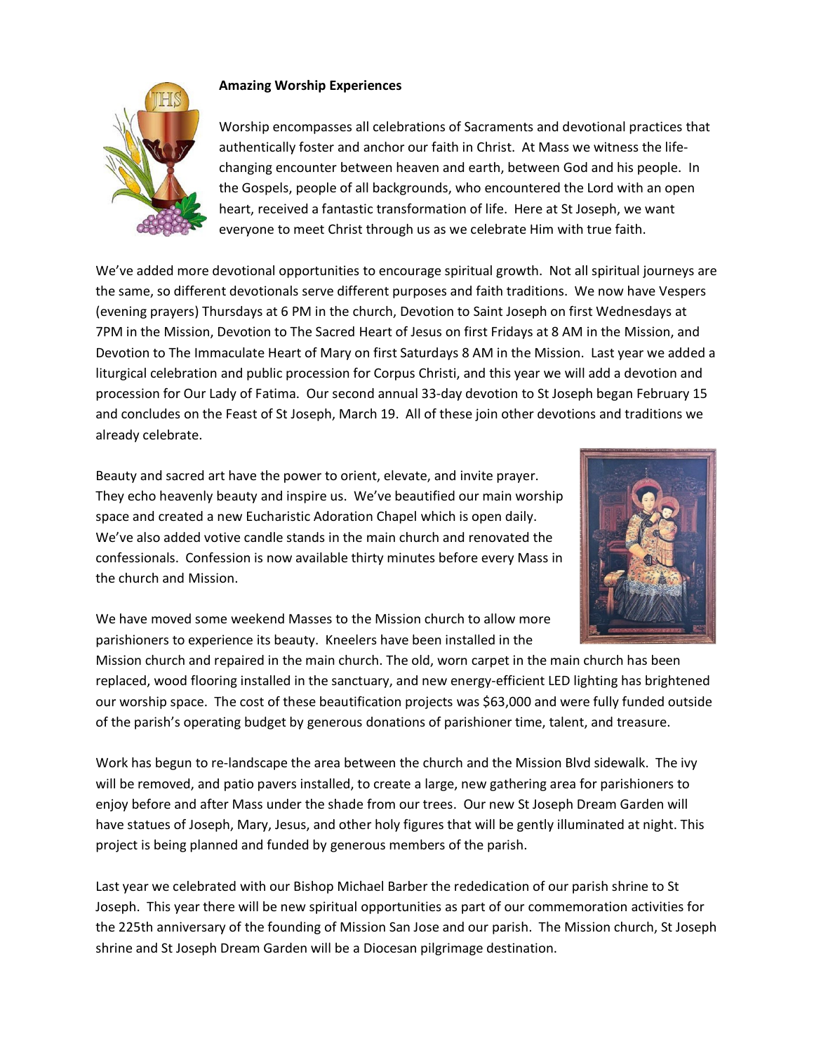**Amazing Worship Experiences**

Worship encompasses all celebrations of Sacraments and devotional practices that authentically foster and anchor our faith in Christ. At Mass we witness the life-changing encounter between heaven and earth, between God and his people. In the Gospels, people of all backgrounds, who encountered the Lord with an open heart, received a fantastic transformation of life. Here at St Joseph, we want everyone to meet Christ through us as we celebrate Him with true faith.

We've added more devotional opportunities to encourage spiritual growth. Not all spiritual journeys are the same, so different devotionals serve different purposes and faith traditions. We now have Vespers (evening prayers) Thursdays at 6 PM in the church, Devotion to Saint Joseph on first Wednesdays at 7PM in the Mission, Devotion to The Sacred Heart of Jesus on first Fridays at 8 AM in the Mission, and Devotion to The Immaculate Heart of Mary on first Saturdays 8 AM in the Mission. Last year we added a liturgical celebration and public procession for Corpus Christi, and this year we will add a devotion and procession for Our Lady of Fatima. Our second annual 33-day devotion to St Joseph began February 15 and concludes on the Feast of St Joseph, March 19. All of these join other devotions and traditions we already celebrate.

Beauty and sacred art have the power to orient, elevate, and invite prayer. They echo heavenly beauty and inspire us. We've beautified our main worship space and created a new Eucharistic Adoration Chapel which is open daily. We've also added votive candle stands in the main church and renovated the confessionals. Confession is now available thirty minutes before every Mass in the church and Mission.

We have moved some weekend Masses to the Mission church to allow more parishioners to experience its beauty. Kneelers have been installed in the Mission church and repaired in the main church. The old, worn carpet in the main church has been replaced, wood flooring installed in the sanctuary, and new energy-efficient LED lighting has brightened our worship space. The cost of these beautification projects was $63,000 and were fully funded outside of the parish's operating budget by generous donations of parishioner time, talent, and treasure.

Work has begun to re-landscape the area between the church and the Mission Blvd sidewalk. The ivy will be removed, and patio pavers installed, to create a large, new gathering area for parishioners to enjoy before and after Mass under the shade from our trees. Our new St Joseph Dream Garden will have statues of Joseph, Mary, Jesus, and other holy figures that will be gently illuminated at night. This project is being planned and funded by generous members of the parish.

Last year we celebrated with our Bishop Michael Barber the rededication of our parish shrine to St Joseph. This year there will be new spiritual opportunities as part of our commemoration activities for the 225th anniversary of the founding of Mission San Jose and our parish. The Mission church, St Joseph shrine and St Joseph Dream Garden will be a Diocesan pilgrimage destination.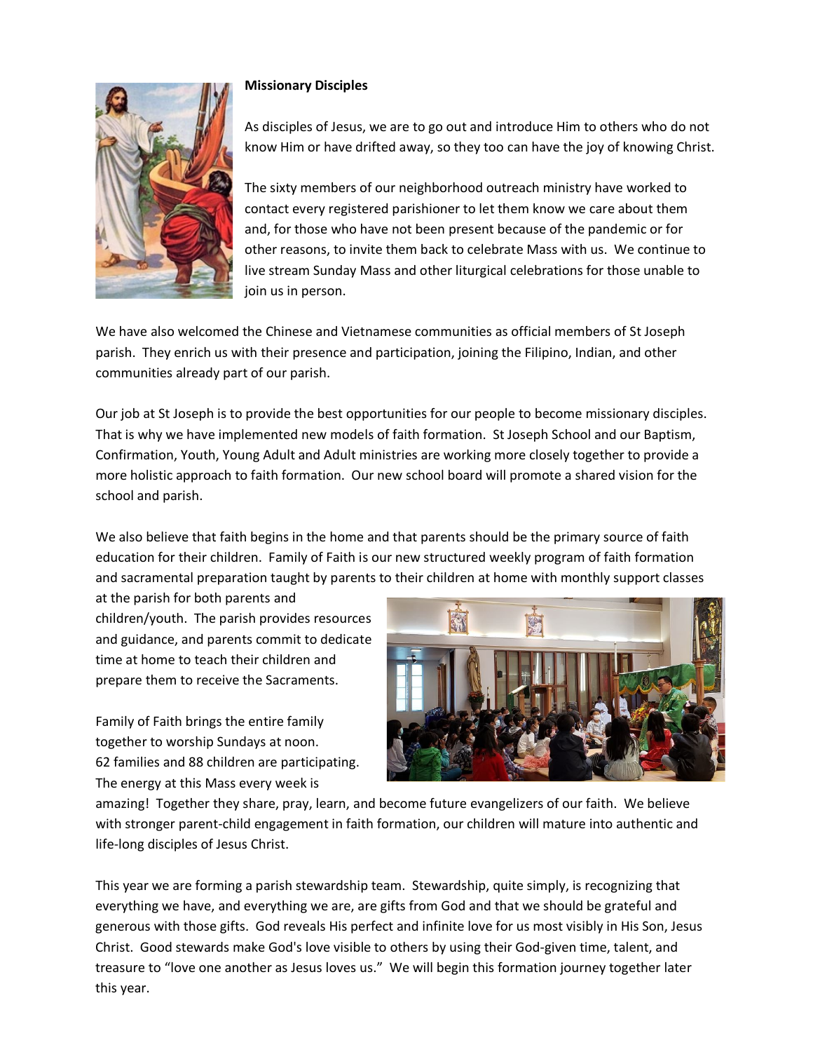**Missionary Disciples**

As disciples of Jesus, we are to go out and introduce Him to others who do not know Him or have drifted away, so they too can have the joy of knowing Christ.

The sixty members of our neighborhood outreach ministry have worked to contact every registered parishioner to let them know we care about them and, for those who have not been present because of the pandemic or for other reasons, to invite them back to celebrate Mass with us. We continue to live stream Sunday Mass and other liturgical celebrations for those unable to join us in person.

We have also welcomed the Chinese and Vietnamese communities as official members of St Joseph parish. They enrich us with their presence and participation, joining the Filipino, Indian, and other communities already part of our parish.

Our job at St Joseph is to provide the best opportunities for our people to become missionary disciples. That is why we have implemented new models of faith formation. St Joseph School and our Baptism, Confirmation, Youth, Young Adult and Adult ministries are working more closely together to provide a more holistic approach to faith formation. Our new school board will promote a shared vision for the school and parish.

We also believe that faith begins in the home and that parents should be the primary source of faith education for their children. Family of Faith is our new structured weekly program of faith formation and sacramental preparation taught by parents to their children at home with monthly support classes at the parish for both parents and children/youth. The parish provides resources and guidance, and parents commit to dedicate time at home to teach their children and prepare them to receive the Sacraments.

Family of Faith brings the entire family together to worship Sundays at noon. 62 families and 88 children are participating. The energy at this Mass every week is amazing! Together they share, pray, learn, and become future evangelizers of our faith. We believe with stronger parent-child engagement in faith formation, our children will mature into authentic and life-long disciples of Jesus Christ.

This year we are forming a parish stewardship team. Stewardship, quite simply, is recognizing that everything we have, and everything we are, are gifts from God and that we should be grateful and generous with those gifts. God reveals His perfect and infinite love for us most visibly in His Son, Jesus Christ. Good stewards make God's love visible to others by using their God-given time, talent, and treasure to "love one another as Jesus loves us." We will begin this formation journey together later this year.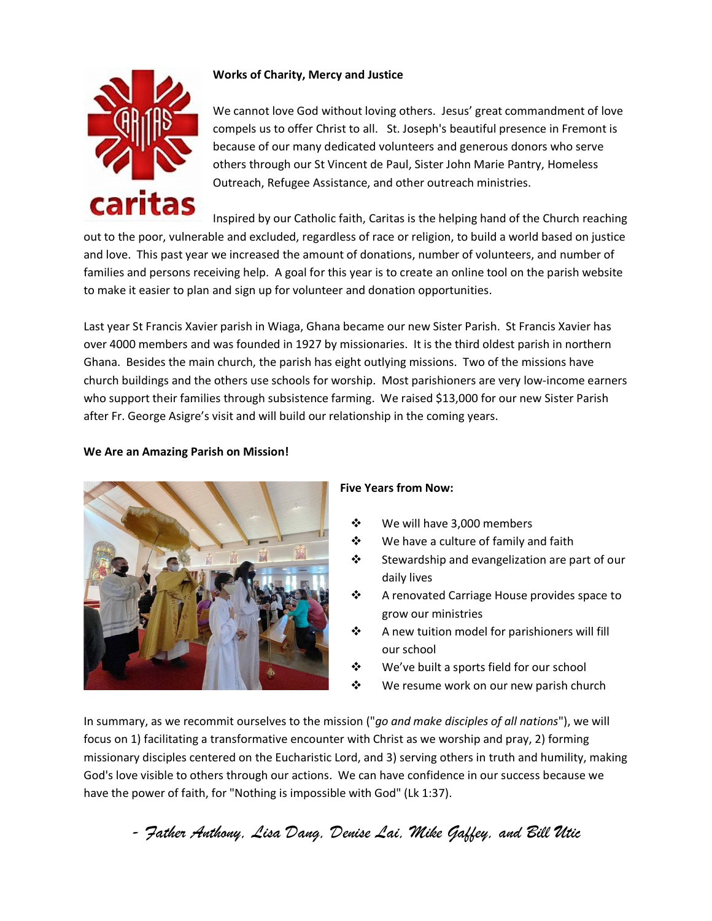**Works of Charity, Mercy and Justice**

We cannot love God without loving others. Jesus' great commandment of love compels us to offer Christ to all. St. Joseph's beautiful presence in Fremont is because of our many dedicated volunteers and generous donors who serve others through our St Vincent de Paul, Sister John Marie Pantry, Homeless Outreach, Refugee Assistance, and other outreach ministries.

Inspired by our Catholic faith, Caritas is the helping hand of the Church reaching out to the poor, vulnerable and excluded, regardless of race or religion, to build a world based on justice and love. This past year we increased the amount of donations, number of volunteers, and number of families and persons receiving help. A goal for this year is to create an online tool on the parish website to make it easier to plan and sign up for volunteer and donation opportunities.

Last year St Francis Xavier parish in Wiaga, Ghana became our new Sister Parish. St Francis Xavier has over 4000 members and was founded in 1927 by missionaries. It is the third oldest parish in northern Ghana. Besides the main church, the parish has eight outlying missions. Two of the missions have church buildings and the others use schools for worship. Most parishioners are very low-income earners who support their families through subsistence farming. We raised $13,000 for our new Sister Parish after Fr. George Asigre's visit and will build our relationship in the coming years.

**We Are an Amazing Parish on Mission!**

**Five Years from Now:**

- We will have 3,000 members
- We have a culture of family and faith
- Stewardship and evangelization are part of our daily lives
- A renovated Carriage House provides space to grow our ministries
- A new tuition model for parishioners will fill our school
- We've built a sports field for our school
- We resume work on our new parish church

In summary, as we recommit ourselves to the mission ("*go and make disciples of all nations*"), we will focus on 1) facilitating a transformative encounter with Christ as we worship and pray, 2) forming missionary disciples centered on the Eucharistic Lord, and 3) serving others in truth and humility, making God's love visible to others through our actions. We can have confidence in our success because we have the power of faith, for "Nothing is impossible with God" (Lk 1:37).

*- Father Anthony, Lisa Dang, Denise Lai, Mike Gaffey, and Bill Utic*